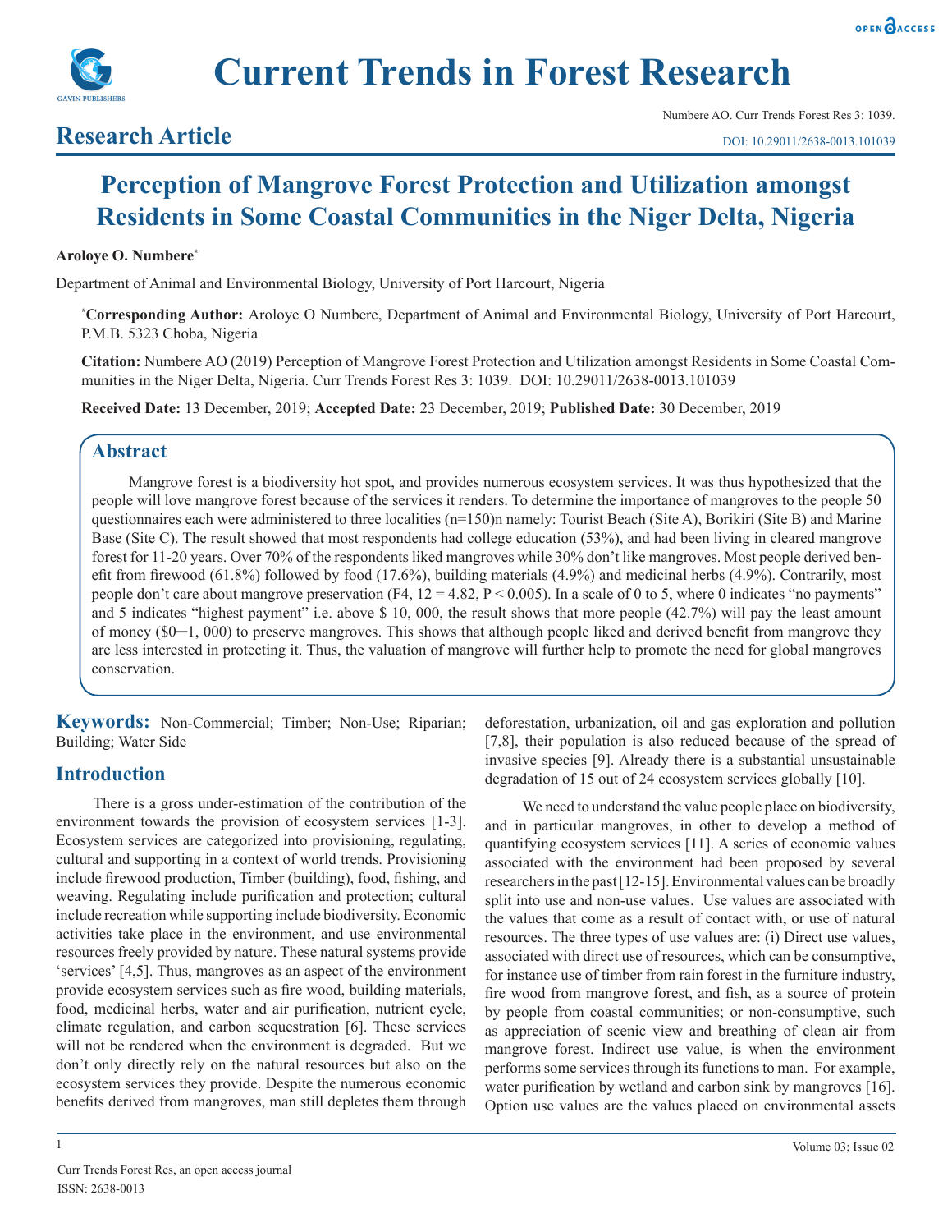# Current Trends in Forest Research

## Research Article

Numbere AO. Curr Trends Forest Res 3: 1039.

DOI: 10.29011/2638-0013.101039

# Perception of Mangrove Forest Protection and Utilization amongst Residents in Some Coastal Communities in the Niger Delta, Nigeria

**Aroloye O. Numbere***

Department of Animal and Environmental Biology, University of Port Harcourt, Nigeria

***Corresponding Author:** Aroloye O Numbere, Department of Animal and Environmental Biology, University of Port Harcourt, P.M.B. 5323 Choba, Nigeria

**Citation:** Numbere AO (2019) Perception of Mangrove Forest Protection and Utilization amongst Residents in Some Coastal Communities in the Niger Delta, Nigeria. Curr Trends Forest Res 3: 1039. DOI: 10.29011/2638-0013.101039

**Received Date:** 13 December, 2019; **Accepted Date:** 23 December, 2019; **Published Date:** 30 December, 2019

## Abstract

Mangrove forest is a biodiversity hot spot, and provides numerous ecosystem services. It was thus hypothesized that the people will love mangrove forest because of the services it renders. To determine the importance of mangroves to the people 50 questionnaires each were administered to three localities (n=150)n namely: Tourist Beach (Site A), Borikiri (Site B) and Marine Base (Site C). The result showed that most respondents had college education (53%), and had been living in cleared mangrove forest for 11-20 years. Over 70% of the respondents liked mangroves while 30% don't like mangroves. Most people derived benefit from firewood (61.8%) followed by food (17.6%), building materials (4.9%) and medicinal herbs (4.9%). Contrarily, most people don't care about mangrove preservation ($F_{4, 12} = 4.82$, $P < 0.005$). In a scale of 0 to 5, where 0 indicates "no payments" and 5 indicates "highest payment" i.e. above $ 10, 000, the result shows that more people (42.7%) will pay the least amount of money ($0─1, 000) to preserve mangroves. This shows that although people liked and derived benefit from mangrove they are less interested in protecting it. Thus, the valuation of mangrove will further help to promote the need for global mangroves conservation.

**Keywords:** Non-Commercial; Timber; Non-Use; Riparian; Building; Water Side

## Introduction

There is a gross under-estimation of the contribution of the environment towards the provision of ecosystem services [1-3]. Ecosystem services are categorized into provisioning, regulating, cultural and supporting in a context of world trends. Provisioning include firewood production, Timber (building), food, fishing, and weaving. Regulating include purification and protection; cultural include recreation while supporting include biodiversity. Economic activities take place in the environment, and use environmental resources freely provided by nature. These natural systems provide 'services' [4,5]. Thus, mangroves as an aspect of the environment provide ecosystem services such as fire wood, building materials, food, medicinal herbs, water and air purification, nutrient cycle, climate regulation, and carbon sequestration [6]. These services will not be rendered when the environment is degraded. But we don't only directly rely on the natural resources but also on the ecosystem services they provide. Despite the numerous economic benefits derived from mangroves, man still depletes them through deforestation, urbanization, oil and gas exploration and pollution [7,8], their population is also reduced because of the spread of invasive species [9]. Already there is a substantial unsustainable degradation of 15 out of 24 ecosystem services globally [10].

We need to understand the value people place on biodiversity, and in particular mangroves, in other to develop a method of quantifying ecosystem services [11]. A series of economic values associated with the environment had been proposed by several researchers in the past [12-15]. Environmental values can be broadly split into use and non-use values. Use values are associated with the values that come as a result of contact with, or use of natural resources. The three types of use values are: (i) Direct use values, associated with direct use of resources, which can be consumptive, for instance use of timber from rain forest in the furniture industry, fire wood from mangrove forest, and fish, as a source of protein by people from coastal communities; or non-consumptive, such as appreciation of scenic view and breathing of clean air from mangrove forest. Indirect use value, is when the environment performs some services through its functions to man. For example, water purification by wetland and carbon sink by mangroves [16]. Option use values are the values placed on environmental assets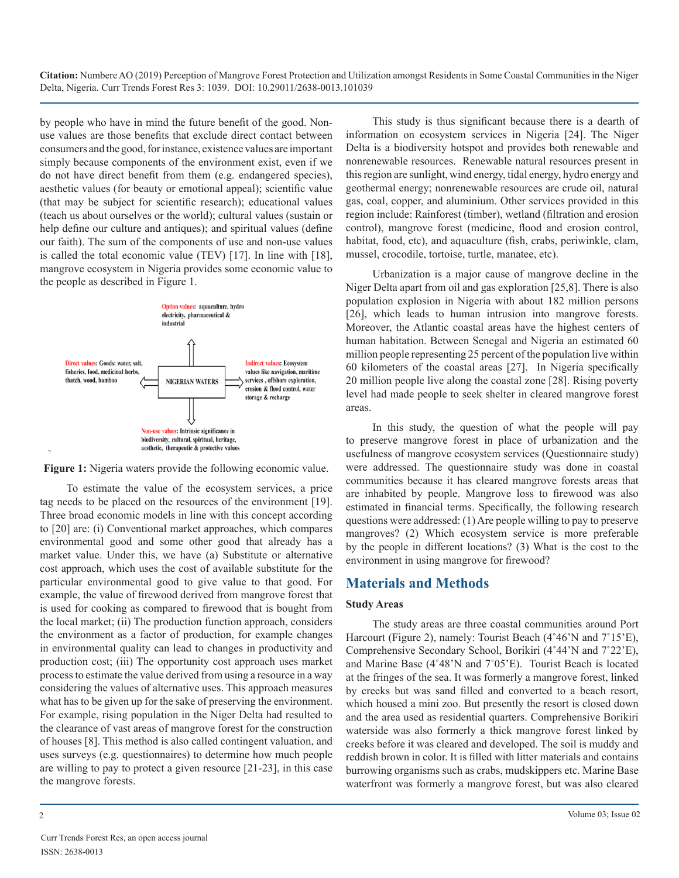by people who have in mind the future benefit of the good. Non-use values are those benefits that exclude direct contact between consumers and the good, for instance, existence values are important simply because components of the environment exist, even if we do not have direct benefit from them (e.g. endangered species), aesthetic values (for beauty or emotional appeal); scientific value (that may be subject for scientific research); educational values (teach us about ourselves or the world); cultural values (sustain or help define our culture and antiques); and spiritual values (define our faith). The sum of the components of use and non-use values is called the total economic value (TEV) [17]. In line with [18], mangrove ecosystem in Nigeria provides some economic value to the people as described in Figure 1.

Option values: aquaculture, hydro electricity, pharmaceutical & industrial

Direct values: Goods: water, salt, fisheries, food, medicinal herbs, thatch, wood, bamboo

NIGERIAN WATERS

Indirect values: Ecosystem values like navigation, maritime services, offshore exploration, erosion & flood control, water storage & recharge

Non-use values: Intrinsic significance in biodiversity, cultural, spiritual, heritage, aesthetic, therapeutic & protective values

**Figure 1:** Nigeria waters provide the following economic value.

To estimate the value of the ecosystem services, a price tag needs to be placed on the resources of the environment [19]. Three broad economic models in line with this concept according to [20] are: (i) Conventional market approaches, which compares environmental good and some other good that already has a market value. Under this, we have (a) Substitute or alternative cost approach, which uses the cost of available substitute for the particular environmental good to give value to that good. For example, the value of firewood derived from mangrove forest that is used for cooking as compared to firewood that is bought from the local market; (ii) The production function approach, considers the environment as a factor of production, for example changes in environmental quality can lead to changes in productivity and production cost; (iii) The opportunity cost approach uses market process to estimate the value derived from using a resource in a way considering the values of alternative uses. This approach measures what has to be given up for the sake of preserving the environment. For example, rising population in the Niger Delta had resulted to the clearance of vast areas of mangrove forest for the construction of houses [8]. This method is also called contingent valuation, and uses surveys (e.g. questionnaires) to determine how much people are willing to pay to protect a given resource [21-23], in this case the mangrove forests.

This study is thus significant because there is a dearth of information on ecosystem services in Nigeria [24]. The Niger Delta is a biodiversity hotspot and provides both renewable and nonrenewable resources. Renewable natural resources present in this region are sunlight, wind energy, tidal energy, hydro energy and geothermal energy; nonrenewable resources are crude oil, natural gas, coal, copper, and aluminium. Other services provided in this region include: Rainforest (timber), wetland (filtration and erosion control), mangrove forest (medicine, flood and erosion control, habitat, food, etc), and aquaculture (fish, crabs, periwinkle, clam, mussel, crocodile, tortoise, turtle, manatee, etc).

Urbanization is a major cause of mangrove decline in the Niger Delta apart from oil and gas exploration [25,8]. There is also population explosion in Nigeria with about 182 million persons [26], which leads to human intrusion into mangrove forests. Moreover, the Atlantic coastal areas have the highest centers of human habitation. Between Senegal and Nigeria an estimated 60 million people representing 25 percent of the population live within 60 kilometers of the coastal areas [27]. In Nigeria specifically 20 million people live along the coastal zone [28]. Rising poverty level had made people to seek shelter in cleared mangrove forest areas.

In this study, the question of what the people will pay to preserve mangrove forest in place of urbanization and the usefulness of mangrove ecosystem services (Questionnaire study) were addressed. The questionnaire study was done in coastal communities because it has cleared mangrove forests areas that are inhabited by people. Mangrove loss to firewood was also estimated in financial terms. Specifically, the following research questions were addressed: (1) Are people willing to pay to preserve mangroves? (2) Which ecosystem service is more preferable by the people in different locations? (3) What is the cost to the environment in using mangrove for firewood?

## Materials and Methods

### Study Areas

The study areas are three coastal communities around Port Harcourt (Figure 2), namely: Tourist Beach (4˚46'N and 7˚15'E), Comprehensive Secondary School, Borikiri (4˚44'N and 7˚22'E), and Marine Base (4˚48'N and 7˚05'E). Tourist Beach is located at the fringes of the sea. It was formerly a mangrove forest, linked by creeks but was sand filled and converted to a beach resort, which housed a mini zoo. But presently the resort is closed down and the area used as residential quarters. Comprehensive Borikiri waterside was also formerly a thick mangrove forest linked by creeks before it was cleared and developed. The soil is muddy and reddish brown in color. It is filled with litter materials and contains burrowing organisms such as crabs, mudskippers etc. Marine Base waterfront was formerly a mangrove forest, but was also cleared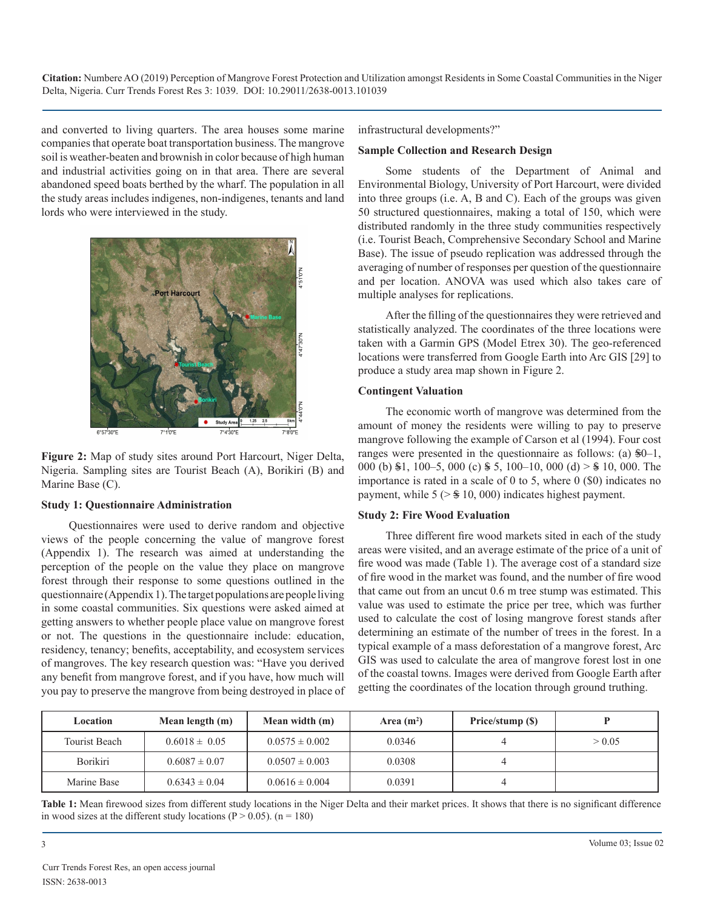and converted to living quarters. The area houses some marine companies that operate boat transportation business. The mangrove soil is weather-beaten and brownish in color because of high human and industrial activities going on in that area. There are several abandoned speed boats berthed by the wharf. The population in all the study areas includes indigenes, non-indigenes, tenants and land lords who were interviewed in the study.

**Figure 2:** Map of study sites around Port Harcourt, Niger Delta, Nigeria. Sampling sites are Tourist Beach (A), Borikiri (B) and Marine Base (C).

### Study 1: Questionnaire Administration

Questionnaires were used to derive random and objective views of the people concerning the value of mangrove forest (Appendix 1). The research was aimed at understanding the perception of the people on the value they place on mangrove forest through their response to some questions outlined in the questionnaire (Appendix 1). The target populations are people living in some coastal communities. Six questions were asked aimed at getting answers to whether people place value on mangrove forest or not. The questions in the questionnaire include: education, residency, tenancy; benefits, acceptability, and ecosystem services of mangroves. The key research question was: "Have you derived any benefit from mangrove forest, and if you have, how much will you pay to preserve the mangrove from being destroyed in place of infrastructural developments?"

### Sample Collection and Research Design

Some students of the Department of Animal and Environmental Biology, University of Port Harcourt, were divided into three groups (i.e. A, B and C). Each of the groups was given 50 structured questionnaires, making a total of 150, which were distributed randomly in the three study communities respectively (i.e. Tourist Beach, Comprehensive Secondary School and Marine Base). The issue of pseudo replication was addressed through the averaging of number of responses per question of the questionnaire and per location. ANOVA was used which also takes care of multiple analyses for replications.

After the filling of the questionnaires they were retrieved and statistically analyzed. The coordinates of the three locations were taken with a Garmin GPS (Model Etrex 30). The geo-referenced locations were transferred from Google Earth into Arc GIS [29] to produce a study area map shown in Figure 2.

### Contingent Valuation

The economic worth of mangrove was determined from the amount of money the residents were willing to pay to preserve mangrove following the example of Carson et al (1994). Four cost ranges were presented in the questionnaire as follows: (a) ₦0–1, 000 (b) ₦1, 100–5, 000 (c) ₦ 5, 100–10, 000 (d) > ₦ 10, 000. The importance is rated in a scale of 0 to 5, where 0 ($0) indicates no payment, while 5 (> ₦ 10, 000) indicates highest payment.

### Study 2: Fire Wood Evaluation

Three different fire wood markets sited in each of the study areas were visited, and an average estimate of the price of a unit of fire wood was made (Table 1). The average cost of a standard size of fire wood in the market was found, and the number of fire wood that came out from an uncut 0.6 m tree stump was estimated. This value was used to estimate the price per tree, which was further used to calculate the cost of losing mangrove forest stands after determining an estimate of the number of trees in the forest. In a typical example of a mass deforestation of a mangrove forest, Arc GIS was used to calculate the area of mangrove forest lost in one of the coastal towns. Images were derived from Google Earth after getting the coordinates of the location through ground truthing.

| Location | Mean length (m) | Mean width (m) | Area (m²) | Price/stump ($) | P |
|---|---|---|---|---|---|
| Tourist Beach | 0.6018 ± 0.05 | 0.0575 ± 0.002 | 0.0346 | 4 | > 0.05 |
| Borikiri | 0.6087 ± 0.07 | 0.0507 ± 0.003 | 0.0308 | 4 | |
| Marine Base | 0.6343 ± 0.04 | 0.0616 ± 0.004 | 0.0391 | 4 | |

**Table 1:** Mean firewood sizes from different study locations in the Niger Delta and their market prices. It shows that there is no significant difference in wood sizes at the different study locations ($P > 0.05$). ($n = 180$)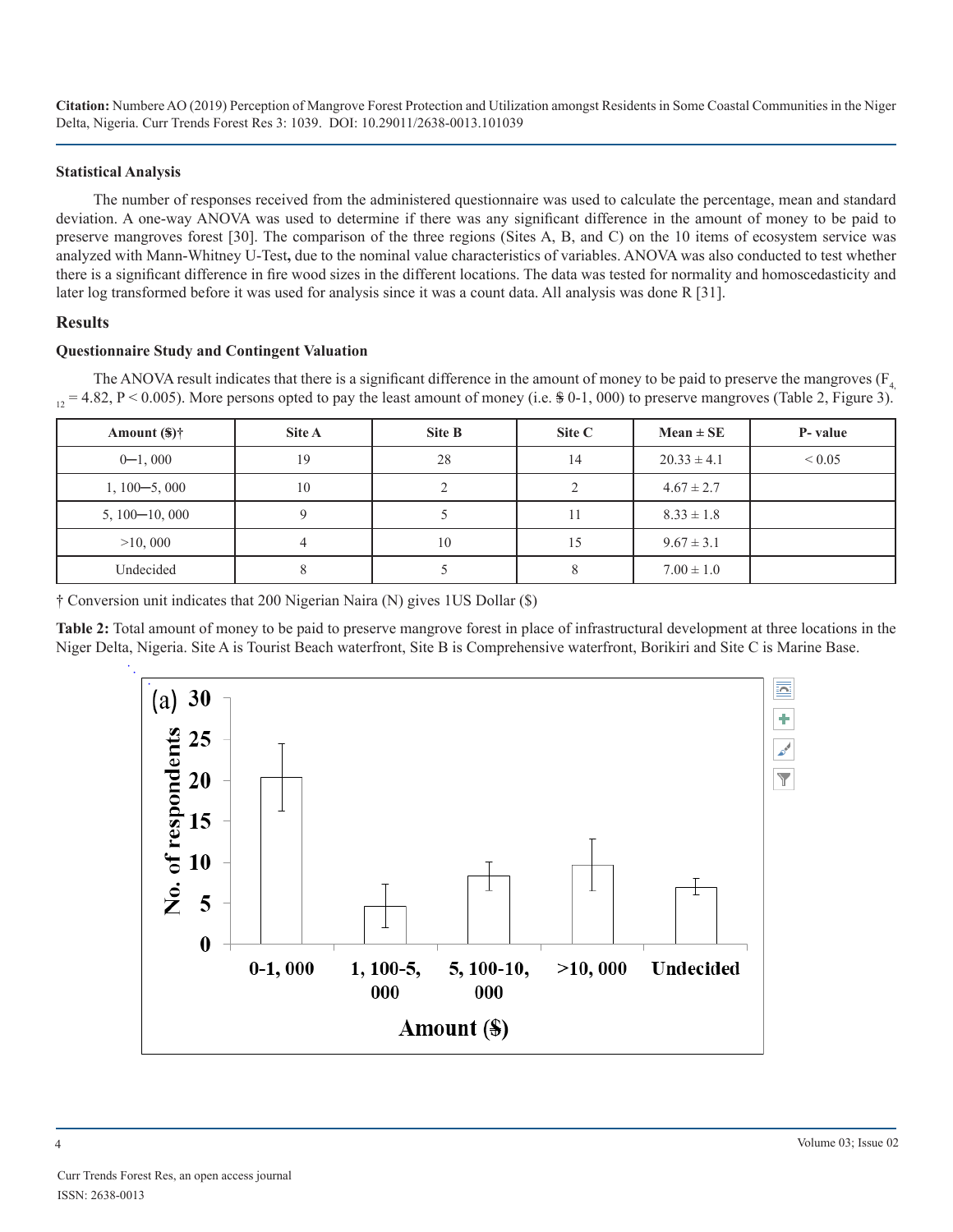### Statistical Analysis

The number of responses received from the administered questionnaire was used to calculate the percentage, mean and standard deviation. A one-way ANOVA was used to determine if there was any significant difference in the amount of money to be paid to preserve mangroves forest [30]. The comparison of the three regions (Sites A, B, and C) on the 10 items of ecosystem service was analyzed with Mann-Whitney U-Test**,** due to the nominal value characteristics of variables. ANOVA was also conducted to test whether there is a significant difference in fire wood sizes in the different locations. The data was tested for normality and homoscedasticity and later log transformed before it was used for analysis since it was a count data. All analysis was done R [31].

## Results

### Questionnaire Study and Contingent Valuation

The ANOVA result indicates that there is a significant difference in the amount of money to be paid to preserve the mangroves ($F_{4, 12} = 4.82$, $P < 0.005$). More persons opted to pay the least amount of money (i.e. $ 0-1, 000) to preserve mangroves (Table 2, Figure 3).

| Amount ($)† | Site A | Site B | Site C | Mean ± SE | P- value |
|---|---|---|---|---|---|
| 0─1, 000 | 19 | 28 | 14 | 20.33 ± 4.1 | < 0.05 |
| 1, 100─5, 000 | 10 | 2 | 2 | 4.67 ± 2.7 | |
| 5, 100─10, 000 | 9 | 5 | 11 | 8.33 ± 1.8 | |
| >10, 000 | 4 | 10 | 15 | 9.67 ± 3.1 | |
| Undecided | 8 | 5 | 8 | 7.00 ± 1.0 | |

† Conversion unit indicates that 200 Nigerian Naira (N) gives 1US Dollar ($)

**Table 2:** Total amount of money to be paid to preserve mangrove forest in place of infrastructural development at three locations in the Niger Delta, Nigeria. Site A is Tourist Beach waterfront, Site B is Comprehensive waterfront, Borikiri and Site C is Marine Base.

(a)

| Amount ($) | No. of respondents |
|---|---|
| 0-1, 000 | ~20.3 |
| 1, 100-5, 000 | ~4.7 |
| 5, 100-10, 000 | ~8.3 |
| >10, 000 | ~9.7 |
| Undecided | ~7.0 |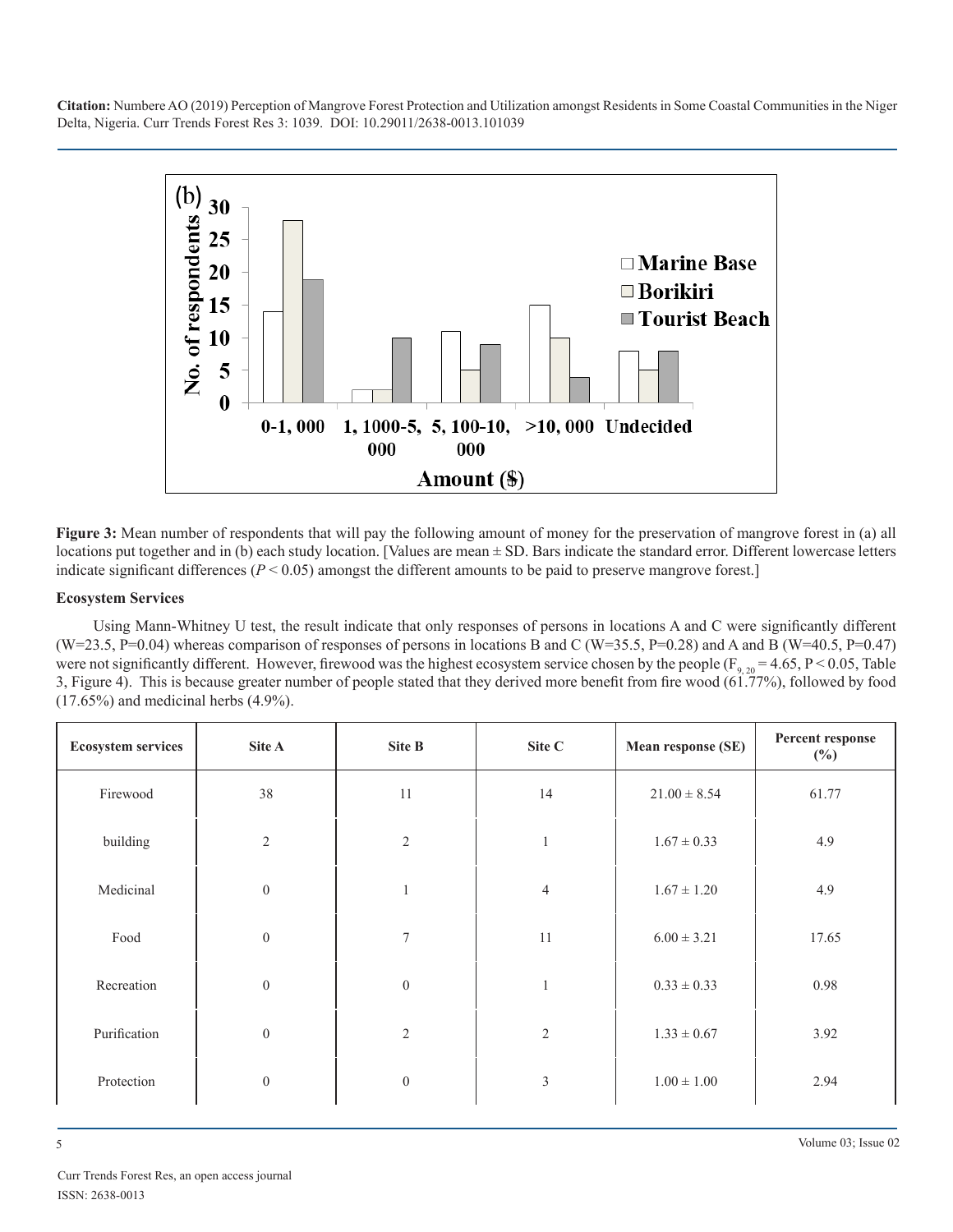**Figure 3:** Mean number of respondents that will pay the following amount of money for the preservation of mangrove forest in (a) all locations put together and in (b) each study location. [Values are mean ± SD. Bars indicate the standard error. Different lowercase letters indicate significant differences ($P < 0.05$) amongst the different amounts to be paid to preserve mangrove forest.]

### Ecosystem Services

Using Mann-Whitney U test, the result indicate that only responses of persons in locations A and C were significantly different (W=23.5, P=0.04) whereas comparison of responses of persons in locations B and C (W=35.5, P=0.28) and A and B (W=40.5, P=0.47) were not significantly different. However, firewood was the highest ecosystem service chosen by the people ($F_{9, 20} = 4.65$, $P < 0.05$, Table 3, Figure 4). This is because greater number of people stated that they derived more benefit from fire wood (61.77%), followed by food (17.65%) and medicinal herbs (4.9%).

| Ecosystem services | Site A | Site B | Site C | Mean response (SE) | Percent response (%) |
|---|---|---|---|---|---|
| Firewood | 38 | 11 | 14 | 21.00 ± 8.54 | 61.77 |
| building | 2 | 2 | 1 | 1.67 ± 0.33 | 4.9 |
| Medicinal | 0 | 1 | 4 | 1.67 ± 1.20 | 4.9 |
| Food | 0 | 7 | 11 | 6.00 ± 3.21 | 17.65 |
| Recreation | 0 | 0 | 1 | 0.33 ± 0.33 | 0.98 |
| Purification | 0 | 2 | 2 | 1.33 ± 0.67 | 3.92 |
| Protection | 0 | 0 | 3 | 1.00 ± 1.00 | 2.94 |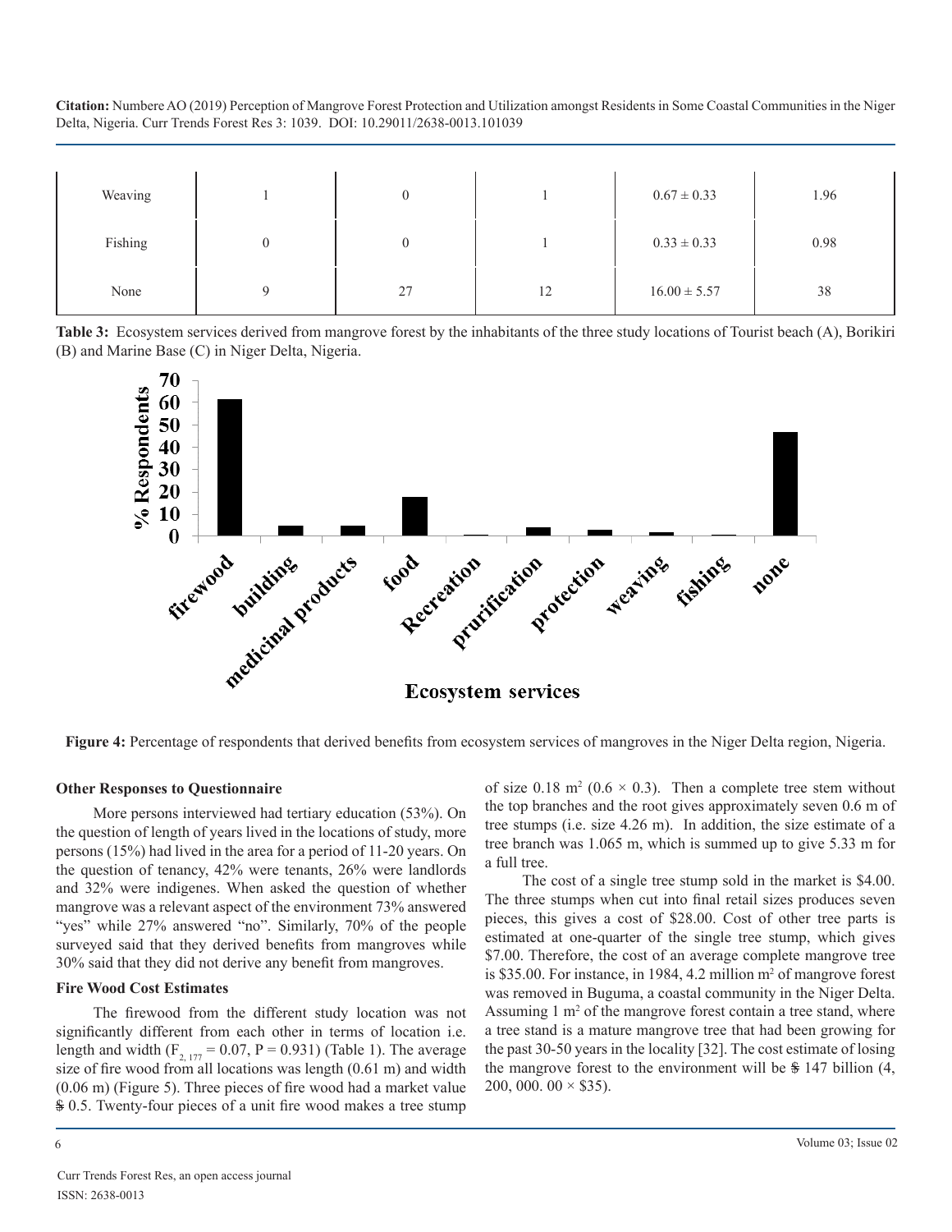| Weaving | 1 | 0 | 1 | 0.67 ± 0.33 | 1.96 |
|---|---|---|---|---|---|
| Fishing | 0 | 0 | 1 | 0.33 ± 0.33 | 0.98 |
| None | 9 | 27 | 12 | 16.00 ± 5.57 | 38 |

**Table 3:** Ecosystem services derived from mangrove forest by the inhabitants of the three study locations of Tourist beach (A), Borikiri (B) and Marine Base (C) in Niger Delta, Nigeria.

**Figure 4:** Percentage of respondents that derived benefits from ecosystem services of mangroves in the Niger Delta region, Nigeria.

**Other Responses to Questionnaire**

More persons interviewed had tertiary education (53%). On the question of length of years lived in the locations of study, more persons (15%) had lived in the area for a period of 11-20 years. On the question of tenancy, 42% were tenants, 26% were landlords and 32% were indigenes. When asked the question of whether mangrove was a relevant aspect of the environment 73% answered "yes" while 27% answered "no". Similarly, 70% of the people surveyed said that they derived benefits from mangroves while 30% said that they did not derive any benefit from mangroves.

**Fire Wood Cost Estimates**

The firewood from the different study location was not significantly different from each other in terms of location i.e. length and width ($F_{2, 177} = 0.07$, $P = 0.931$) (Table 1). The average size of fire wood from all locations was length (0.61 m) and width (0.06 m) (Figure 5). Three pieces of fire wood had a market value $ 0.5. Twenty-four pieces of a unit fire wood makes a tree stump of size 0.18 $m^2$ (0.6 × 0.3). Then a complete tree stem without the top branches and the root gives approximately seven 0.6 m of tree stumps (i.e. size 4.26 m). In addition, the size estimate of a tree branch was 1.065 m, which is summed up to give 5.33 m for a full tree.

The cost of a single tree stump sold in the market is $4.00. The three stumps when cut into final retail sizes produces seven pieces, this gives a cost of $28.00. Cost of other tree parts is estimated at one-quarter of the single tree stump, which gives $7.00. Therefore, the cost of an average complete mangrove tree is $35.00. For instance, in 1984, 4.2 million $m^2$ of mangrove forest was removed in Buguma, a coastal community in the Niger Delta. Assuming 1 $m^2$ of the mangrove forest contain a tree stand, where a tree stand is a mature mangrove tree that had been growing for the past 30-50 years in the locality [32]. The cost estimate of losing the mangrove forest to the environment will be $ 147 billion (4, 200, 000. 00 × $35).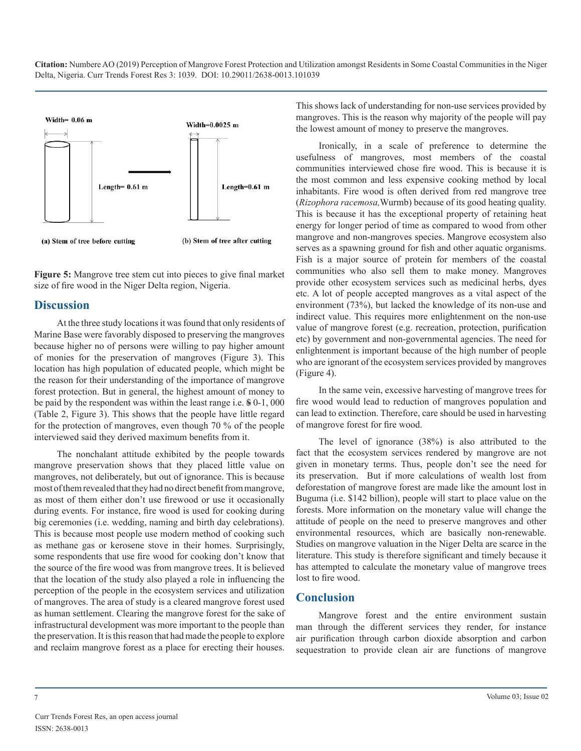Width= 0.06 m

Length= 0.61 m

Width=0.0025 m

Length=0.61 m

(a) Stem of tree before cutting

(b) Stem of tree after cutting

**Figure 5:** Mangrove tree stem cut into pieces to give final market size of fire wood in the Niger Delta region, Nigeria.

## Discussion

At the three study locations it was found that only residents of Marine Base were favorably disposed to preserving the mangroves because higher no of persons were willing to pay higher amount of monies for the preservation of mangroves (Figure 3). This location has high population of educated people, which might be the reason for their understanding of the importance of mangrove forest protection. But in general, the highest amount of money to be paid by the respondent was within the least range i.e. $ 0-1, 000 (Table 2, Figure 3). This shows that the people have little regard for the protection of mangroves, even though 70 % of the people interviewed said they derived maximum benefits from it.

The nonchalant attitude exhibited by the people towards mangrove preservation shows that they placed little value on mangroves, not deliberately, but out of ignorance. This is because most of them revealed that they had no direct benefit from mangrove, as most of them either don't use firewood or use it occasionally during events. For instance, fire wood is used for cooking during big ceremonies (i.e. wedding, naming and birth day celebrations). This is because most people use modern method of cooking such as methane gas or kerosene stove in their homes. Surprisingly, some respondents that use fire wood for cooking don't know that the source of the fire wood was from mangrove trees. It is believed that the location of the study also played a role in influencing the perception of the people in the ecosystem services and utilization of mangroves. The area of study is a cleared mangrove forest used as human settlement. Clearing the mangrove forest for the sake of infrastructural development was more important to the people than the preservation. It is this reason that had made the people to explore and reclaim mangrove forest as a place for erecting their houses. This shows lack of understanding for non-use services provided by mangroves. This is the reason why majority of the people will pay the lowest amount of money to preserve the mangroves.

Ironically, in a scale of preference to determine the usefulness of mangroves, most members of the coastal communities interviewed chose fire wood. This is because it is the most common and less expensive cooking method by local inhabitants. Fire wood is often derived from red mangrove tree (*Rizophora racemosa,*Wurmb) because of its good heating quality. This is because it has the exceptional property of retaining heat energy for longer period of time as compared to wood from other mangrove and non-mangroves species. Mangrove ecosystem also serves as a spawning ground for fish and other aquatic organisms. Fish is a major source of protein for members of the coastal communities who also sell them to make money. Mangroves provide other ecosystem services such as medicinal herbs, dyes etc. A lot of people accepted mangroves as a vital aspect of the environment (73%), but lacked the knowledge of its non-use and indirect value. This requires more enlightenment on the non-use value of mangrove forest (e.g. recreation, protection, purification etc) by government and non-governmental agencies. The need for enlightenment is important because of the high number of people who are ignorant of the ecosystem services provided by mangroves (Figure 4).

In the same vein, excessive harvesting of mangrove trees for fire wood would lead to reduction of mangroves population and can lead to extinction. Therefore, care should be used in harvesting of mangrove forest for fire wood.

The level of ignorance (38%) is also attributed to the fact that the ecosystem services rendered by mangrove are not given in monetary terms. Thus, people don't see the need for its preservation. But if more calculations of wealth lost from deforestation of mangrove forest are made like the amount lost in Buguma (i.e. $142 billion), people will start to place value on the forests. More information on the monetary value will change the attitude of people on the need to preserve mangroves and other environmental resources, which are basically non-renewable. Studies on mangrove valuation in the Niger Delta are scarce in the literature. This study is therefore significant and timely because it has attempted to calculate the monetary value of mangrove trees lost to fire wood.

## Conclusion

Mangrove forest and the entire environment sustain man through the different services they render, for instance air purification through carbon dioxide absorption and carbon sequestration to provide clean air are functions of mangrove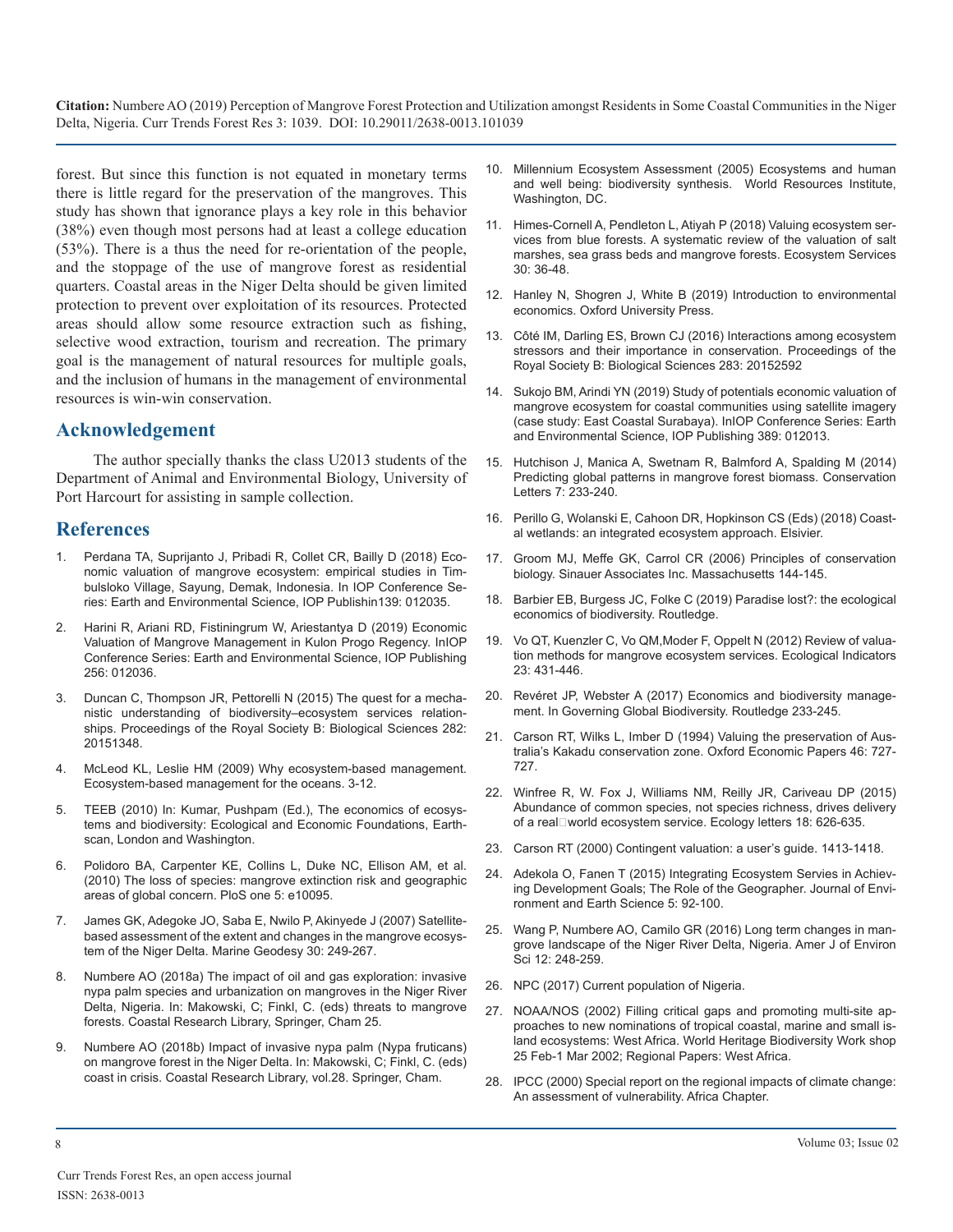forest. But since this function is not equated in monetary terms there is little regard for the preservation of the mangroves. This study has shown that ignorance plays a key role in this behavior (38%) even though most persons had at least a college education (53%). There is a thus the need for re-orientation of the people, and the stoppage of the use of mangrove forest as residential quarters. Coastal areas in the Niger Delta should be given limited protection to prevent over exploitation of its resources. Protected areas should allow some resource extraction such as fishing, selective wood extraction, tourism and recreation. The primary goal is the management of natural resources for multiple goals, and the inclusion of humans in the management of environmental resources is win-win conservation.

## Acknowledgement

The author specially thanks the class U2013 students of the Department of Animal and Environmental Biology, University of Port Harcourt for assisting in sample collection.

## References

1. Perdana TA, Suprijanto J, Pribadi R, Collet CR, Bailly D (2018) Economic valuation of mangrove ecosystem: empirical studies in Timbulsloko Village, Sayung, Demak, Indonesia. In IOP Conference Series: Earth and Environmental Science, IOP Publishin139: 012035.
2. Harini R, Ariani RD, Fistiningrum W, Ariestantya D (2019) Economic Valuation of Mangrove Management in Kulon Progo Regency. InIOP Conference Series: Earth and Environmental Science, IOP Publishing 256: 012036.
3. Duncan C, Thompson JR, Pettorelli N (2015) The quest for a mechanistic understanding of biodiversity–ecosystem services relationships. Proceedings of the Royal Society B: Biological Sciences 282: 20151348.
4. McLeod KL, Leslie HM (2009) Why ecosystem-based management. Ecosystem-based management for the oceans. 3-12.
5. TEEB (2010) In: Kumar, Pushpam (Ed.), The economics of ecosystems and biodiversity: Ecological and Economic Foundations, Earthscan, London and Washington.
6. Polidoro BA, Carpenter KE, Collins L, Duke NC, Ellison AM, et al. (2010) The loss of species: mangrove extinction risk and geographic areas of global concern. PloS one 5: e10095.
7. James GK, Adegoke JO, Saba E, Nwilo P, Akinyede J (2007) Satellite-based assessment of the extent and changes in the mangrove ecosystem of the Niger Delta. Marine Geodesy 30: 249-267.
8. Numbere AO (2018a) The impact of oil and gas exploration: invasive nypa palm species and urbanization on mangroves in the Niger River Delta, Nigeria. In: Makowski, C; Finkl, C. (eds) threats to mangrove forests. Coastal Research Library, Springer, Cham 25.
9. Numbere AO (2018b) Impact of invasive nypa palm (Nypa fruticans) on mangrove forest in the Niger Delta. In: Makowski, C; Finkl, C. (eds) coast in crisis. Coastal Research Library, vol.28. Springer, Cham.
10. Millennium Ecosystem Assessment (2005) Ecosystems and human and well being: biodiversity synthesis. World Resources Institute, Washington, DC.
11. Himes-Cornell A, Pendleton L, Atiyah P (2018) Valuing ecosystem services from blue forests. A systematic review of the valuation of salt marshes, sea grass beds and mangrove forests. Ecosystem Services 30: 36-48.
12. Hanley N, Shogren J, White B (2019) Introduction to environmental economics. Oxford University Press.
13. Côté IM, Darling ES, Brown CJ (2016) Interactions among ecosystem stressors and their importance in conservation. Proceedings of the Royal Society B: Biological Sciences 283: 20152592
14. Sukojo BM, Arindi YN (2019) Study of potentials economic valuation of mangrove ecosystem for coastal communities using satellite imagery (case study: East Coastal Surabaya). InIOP Conference Series: Earth and Environmental Science, IOP Publishing 389: 012013.
15. Hutchison J, Manica A, Swetnam R, Balmford A, Spalding M (2014) Predicting global patterns in mangrove forest biomass. Conservation Letters 7: 233-240.
16. Perillo G, Wolanski E, Cahoon DR, Hopkinson CS (Eds) (2018) Coastal wetlands: an integrated ecosystem approach. Elsivier.
17. Groom MJ, Meffe GK, Carrol CR (2006) Principles of conservation biology. Sinauer Associates Inc. Massachusetts 144-145.
18. Barbier EB, Burgess JC, Folke C (2019) Paradise lost?: the ecological economics of biodiversity. Routledge.
19. Vo QT, Kuenzler C, Vo QM,Moder F, Oppelt N (2012) Review of valuation methods for mangrove ecosystem services. Ecological Indicators 23: 431-446.
20. Revéret JP, Webster A (2017) Economics and biodiversity management. In Governing Global Biodiversity. Routledge 233-245.
21. Carson RT, Wilks L, Imber D (1994) Valuing the preservation of Australia's Kakadu conservation zone. Oxford Economic Papers 46: 727-727.
22. Winfree R, W. Fox J, Williams NM, Reilly JR, Cariveau DP (2015) Abundance of common species, not species richness, drives delivery of a real□world ecosystem service. Ecology letters 18: 626-635.
23. Carson RT (2000) Contingent valuation: a user's guide. 1413-1418.
24. Adekola O, Fanen T (2015) Integrating Ecosystem Servies in Achieving Development Goals; The Role of the Geographer. Journal of Environment and Earth Science 5: 92-100.
25. Wang P, Numbere AO, Camilo GR (2016) Long term changes in mangrove landscape of the Niger River Delta, Nigeria. Amer J of Environ Sci 12: 248-259.
26. NPC (2017) Current population of Nigeria.
27. NOAA/NOS (2002) Filling critical gaps and promoting multi-site approaches to new nominations of tropical coastal, marine and small island ecosystems: West Africa. World Heritage Biodiversity Work shop 25 Feb-1 Mar 2002; Regional Papers: West Africa.
28. IPCC (2000) Special report on the regional impacts of climate change: An assessment of vulnerability. Africa Chapter.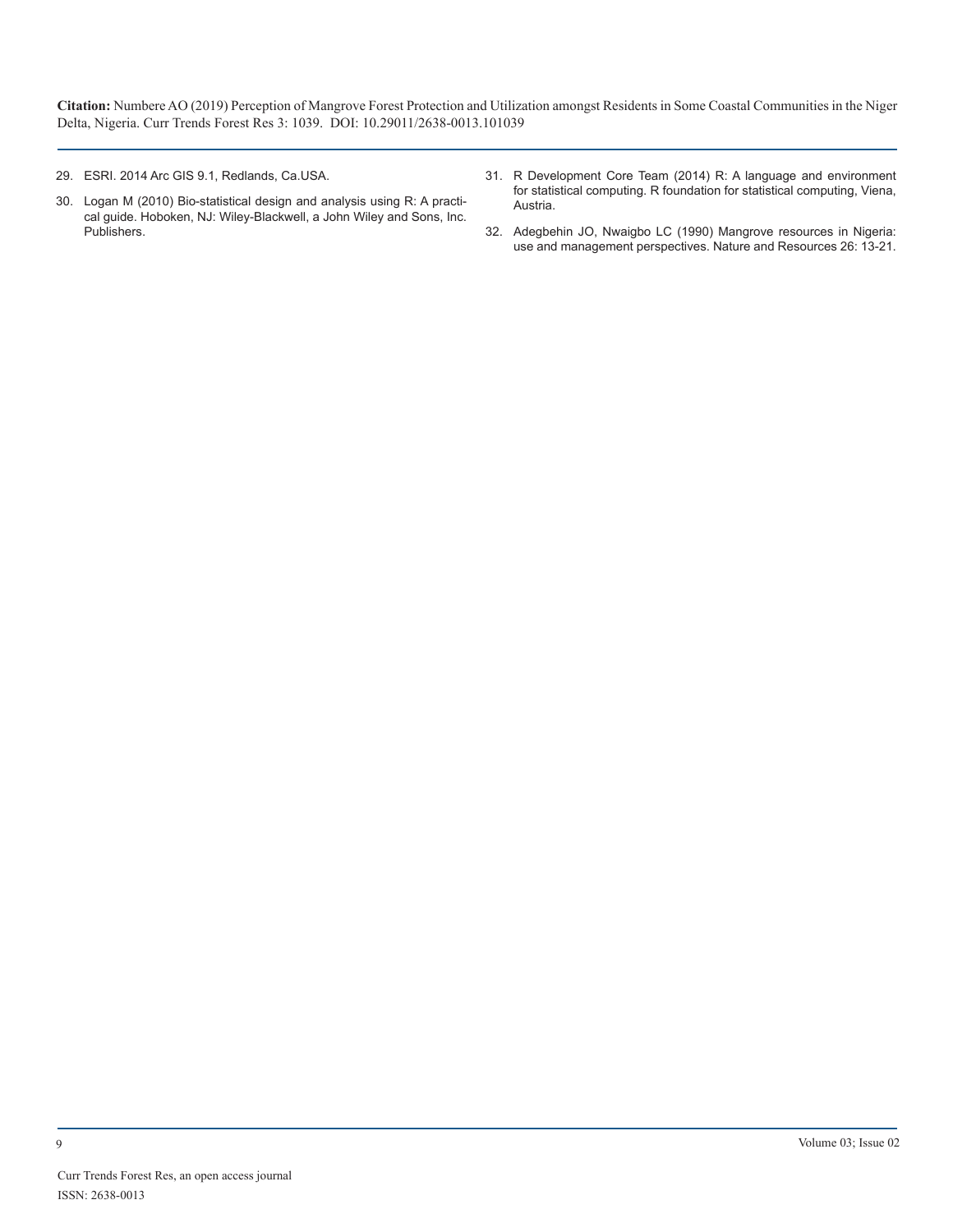29. ESRI. 2014 Arc GIS 9.1, Redlands, Ca.USA.
30. Logan M (2010) Bio-statistical design and analysis using R: A practical guide. Hoboken, NJ: Wiley-Blackwell, a John Wiley and Sons, Inc. Publishers.
31. R Development Core Team (2014) R: A language and environment for statistical computing. R foundation for statistical computing, Viena, Austria.
32. Adegbehin JO, Nwaigbo LC (1990) Mangrove resources in Nigeria: use and management perspectives. Nature and Resources 26: 13-21.